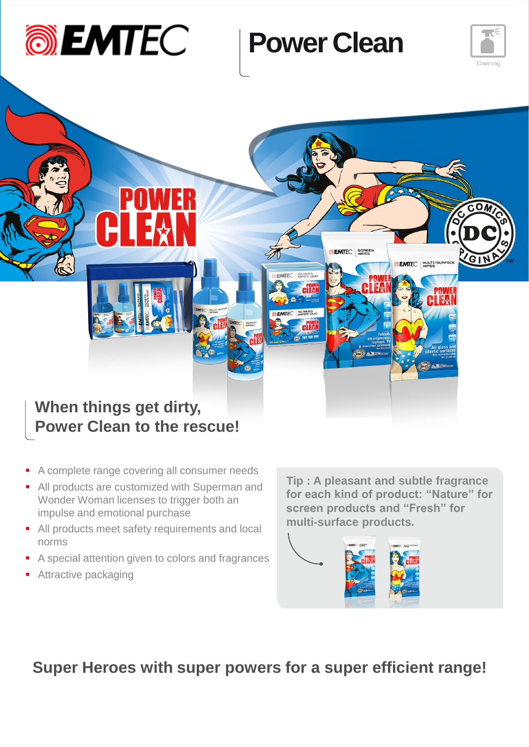# Power Clean

## When things get dirty, Power Clean to the rescue!

- A complete range covering all consumer needs
- All products are customized with Superman and Wonder Woman licenses to trigger both an impulse and emotional purchase
- All products meet safety requirements and local norms
- A special attention given to colors and fragrances
- Attractive packaging

**Tip : A pleasant and subtle fragrance for each kind of product: "Nature" for screen products and "Fresh" for multi-surface products.**

## Super Heroes with super powers for a super efficient range!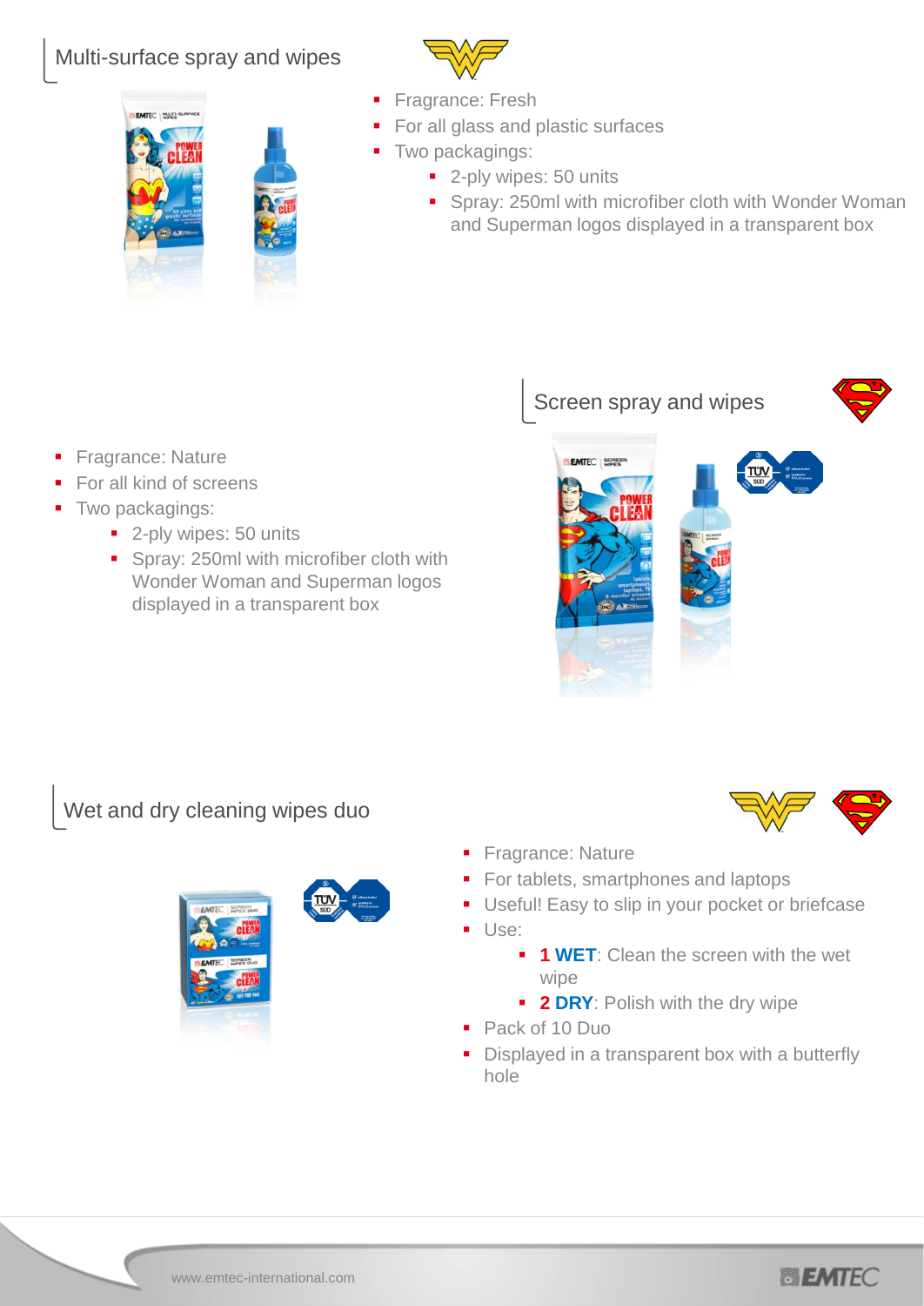## Multi-surface spray and wipes

- Fragrance: Fresh
- For all glass and plastic surfaces
- Two packagings:
  - 2-ply wipes: 50 units
  - Spray: 250ml with microfiber cloth with Wonder Woman and Superman logos displayed in a transparent box

## Screen spray and wipes

- Fragrance: Nature
- For all kind of screens
- Two packagings:
  - 2-ply wipes: 50 units
  - Spray: 250ml with microfiber cloth with Wonder Woman and Superman logos displayed in a transparent box

## Wet and dry cleaning wipes duo

- Fragrance: Nature
- For tablets, smartphones and laptops
- Useful! Easy to slip in your pocket or briefcase
- Use:
  - **1 WET**: Clean the screen with the wet wipe
  - **2 DRY**: Polish with the dry wipe
- Pack of 10 Duo
- Displayed in a transparent box with a butterfly hole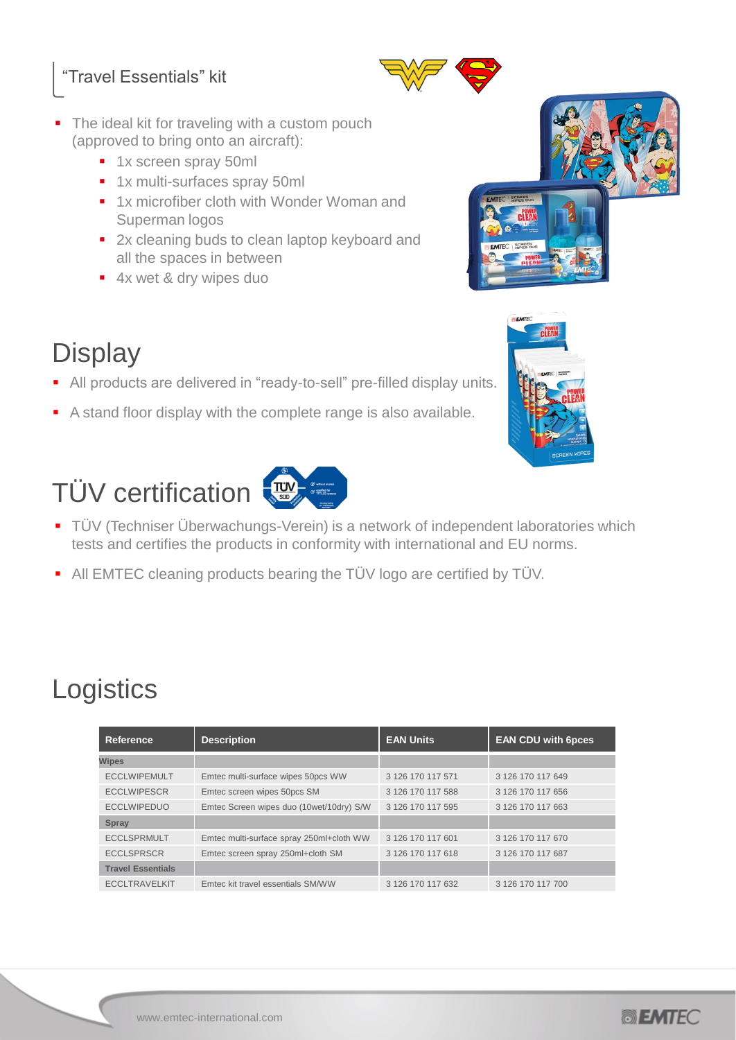## “Travel Essentials” kit

- The ideal kit for traveling with a custom pouch (approved to bring onto an aircraft):
  - 1x screen spray 50ml
  - 1x multi-surfaces spray 50ml
  - 1x microfiber cloth with Wonder Woman and Superman logos
  - 2x cleaning buds to clean laptop keyboard and all the spaces in between
  - 4x wet & dry wipes duo

# Display

- All products are delivered in “ready-to-sell” pre-filled display units.
- A stand floor display with the complete range is also available.

# TÜV certification

- TÜV (Techniser Überwachungs-Verein) is a network of independent laboratories which tests and certifies the products in conformity with international and EU norms.
- All EMTEC cleaning products bearing the TÜV logo are certified by TÜV.

# Logistics

| Reference | Description | EAN Units | EAN CDU with 6pces |
|---|---|---|---|
| **Wipes** | | | |
| ECCLWIPEMULT | Emtec multi-surface wipes 50pcs WW | 3 126 170 117 571 | 3 126 170 117 649 |
| ECCLWIPESCR | Emtec screen wipes 50pcs SM | 3 126 170 117 588 | 3 126 170 117 656 |
| ECCLWIPEDUO | Emtec Screen wipes duo (10wet/10dry) S/W | 3 126 170 117 595 | 3 126 170 117 663 |
| **Spray** | | | |
| ECCLSPRMULT | Emtec multi-surface spray 250ml+cloth WW | 3 126 170 117 601 | 3 126 170 117 670 |
| ECCLSPRSCR | Emtec screen spray 250ml+cloth SM | 3 126 170 117 618 | 3 126 170 117 687 |
| **Travel Essentials** | | | |
| ECCLTRAVELKIT | Emtec kit travel essentials SM/WW | 3 126 170 117 632 | 3 126 170 117 700 |

www.emtec-international.com